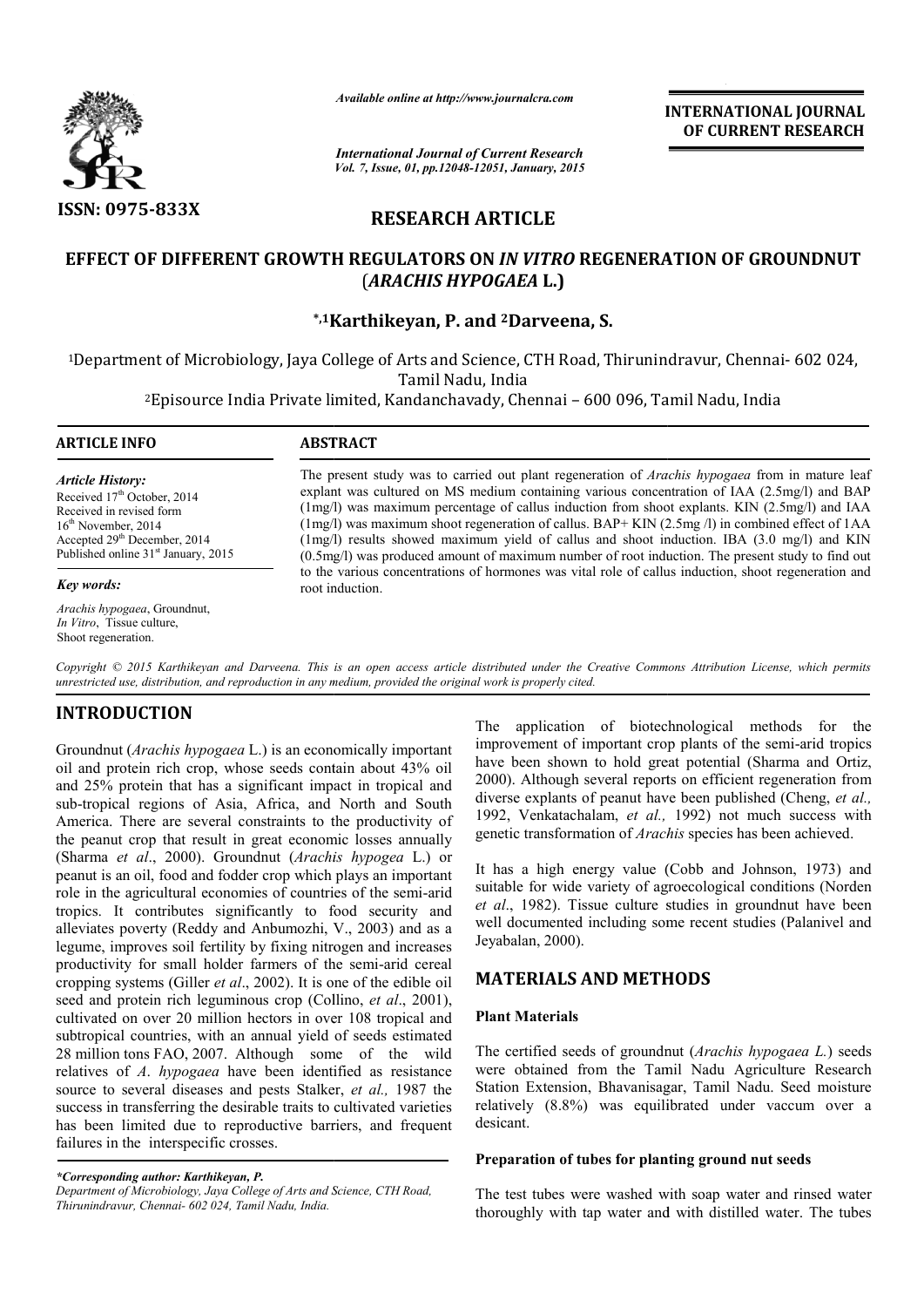ISSN: 0975-833X

*Available online at http://www.journalcra.com*

*International Journal of Current Research*
*Vol. 7, Issue, 01, pp.12048-12051, January, 2015*

**INTERNATIONAL JOURNAL OF CURRENT RESEARCH**

## RESEARCH ARTICLE

# EFFECT OF DIFFERENT GROWTH REGULATORS ON *IN VITRO* REGENERATION OF GROUNDNUT (*ARACHIS HYPOGAEA* L.)

**\*,1Karthikeyan, P. and 2Darveena, S.**

[1]Department of Microbiology, Jaya College of Arts and Science, CTH Road, Thirunindravur, Chennai- 602 024, Tamil Nadu, India

[2]Episource India Private limited, Kandanchavady, Chennai – 600 096, Tamil Nadu, India

**ARTICLE INFO**

*Article History:*
Received 17th October, 2014
Received in revised form
16th November, 2014
Accepted 29th December, 2014
Published online 31st January, 2015

*Key words:*

*Arachis hypogaea*, Groundnut, *In Vitro*, Tissue culture, Shoot regeneration.

**ABSTRACT**

The present study was to carried out plant regeneration of *Arachis hypogaea* from in mature leaf explant was cultured on MS medium containing various concentration of IAA (2.5mg/l) and BAP (1mg/l) was maximum percentage of callus induction from shoot explants. KIN (2.5mg/l) and IAA (1mg/l) was maximum shoot regeneration of callus. BAP+ KIN (2.5mg /l) in combined effect of 1AA (1mg/l) results showed maximum yield of callus and shoot induction. IBA (3.0 mg/l) and KIN (0.5mg/l) was produced amount of maximum number of root induction. The present study to find out to the various concentrations of hormones was vital role of callus induction, shoot regeneration and root induction.

*Copyright © 2015 Karthikeyan and Darveena. This is an open access article distributed under the Creative Commons Attribution License, which permits unrestricted use, distribution, and reproduction in any medium, provided the original work is properly cited.*

## INTRODUCTION

Groundnut (*Arachis hypogaea* L.) is an economically important oil and protein rich crop, whose seeds contain about 43% oil and 25% protein that has a significant impact in tropical and sub-tropical regions of Asia, Africa, and North and South America. There are several constraints to the productivity of the peanut crop that result in great economic losses annually (Sharma *et al*., 2000). Groundnut (*Arachis hypogea* L.) or peanut is an oil, food and fodder crop which plays an important role in the agricultural economies of countries of the semi-arid tropics. It contributes significantly to food security and alleviates poverty (Reddy and Anbumozhi, V., 2003) and as a legume, improves soil fertility by fixing nitrogen and increases productivity for small holder farmers of the semi-arid cereal cropping systems (Giller *et al*., 2002). It is one of the edible oil seed and protein rich leguminous crop (Collino, *et al*., 2001), cultivated on over 20 million hectors in over 108 tropical and subtropical countries, with an annual yield of seeds estimated 28 million tons FAO, 2007. Although some of the wild relatives of *A. hypogaea* have been identified as resistance source to several diseases and pests Stalker, *et al.,* 1987 the success in transferring the desirable traits to cultivated varieties has been limited due to reproductive barriers, and frequent failures in the interspecific crosses.

The application of biotechnological methods for the improvement of important crop plants of the semi-arid tropics have been shown to hold great potential (Sharma and Ortiz, 2000). Although several reports on efficient regeneration from diverse explants of peanut have been published (Cheng, *et al.,* 1992, Venkatachalam, *et al.,* 1992) not much success with genetic transformation of *Arachis* species has been achieved.

It has a high energy value (Cobb and Johnson, 1973) and suitable for wide variety of agroecological conditions (Norden *et al*., 1982). Tissue culture studies in groundnut have been well documented including some recent studies (Palanivel and Jeyabalan, 2000).

## MATERIALS AND METHODS

### Plant Materials

The certified seeds of groundnut (*Arachis hypogaea L.*) seeds were obtained from the Tamil Nadu Agriculture Research Station Extension, Bhavanisagar, Tamil Nadu. Seed moisture relatively (8.8%) was equilibrated under vaccum over a desicant.

### Preparation of tubes for planting ground nut seeds

The test tubes were washed with soap water and rinsed water thoroughly with tap water and with distilled water. The tubes

*\*Corresponding author: Karthikeyan, P.*
*Department of Microbiology, Jaya College of Arts and Science, CTH Road, Thirunindravur, Chennai- 602 024, Tamil Nadu, India.*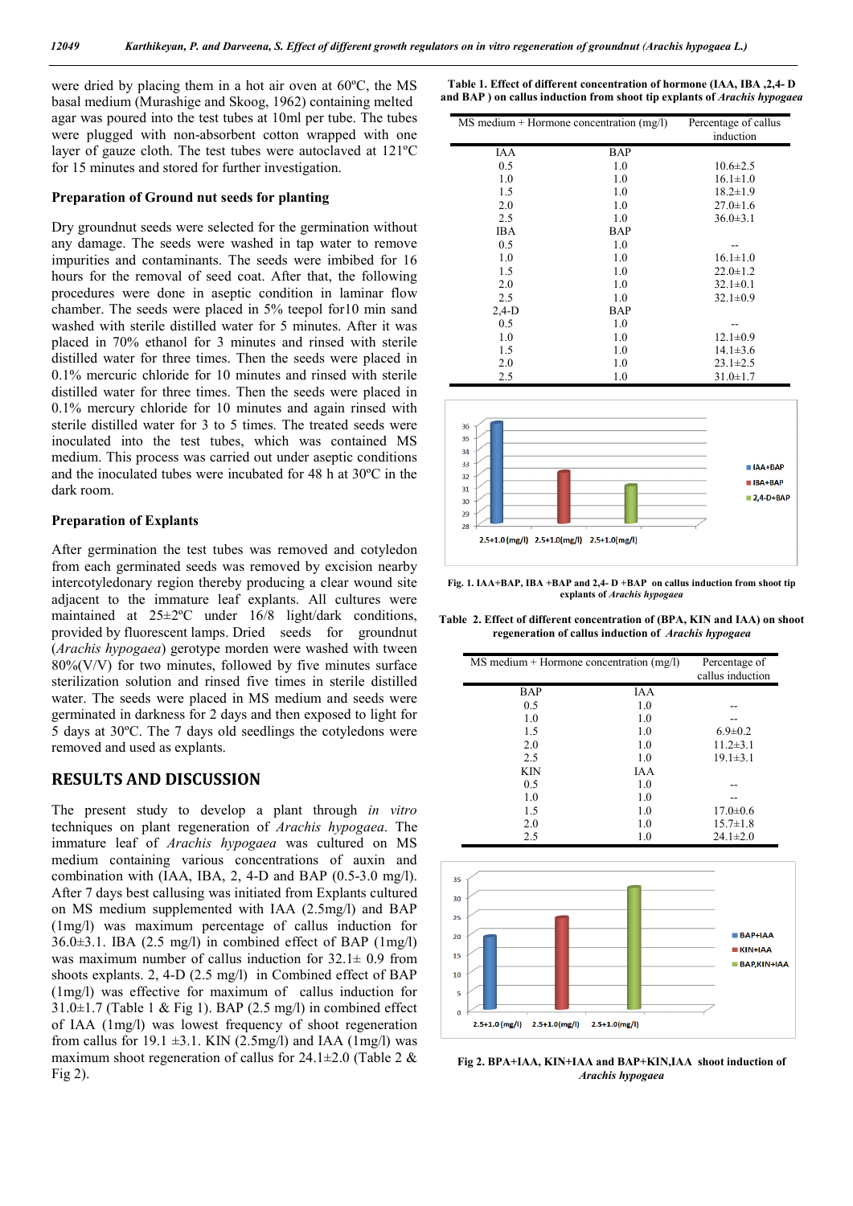were dried by placing them in a hot air oven at 60ºC, the MS basal medium (Murashige and Skoog, 1962) containing melted agar was poured into the test tubes at 10ml per tube. The tubes were plugged with non-absorbent cotton wrapped with one layer of gauze cloth. The test tubes were autoclaved at 121ºC for 15 minutes and stored for further investigation.

### Preparation of Ground nut seeds for planting

Dry groundnut seeds were selected for the germination without any damage. The seeds were washed in tap water to remove impurities and contaminants. The seeds were imbibed for 16 hours for the removal of seed coat. After that, the following procedures were done in aseptic condition in laminar flow chamber. The seeds were placed in 5% teepol for10 min sand washed with sterile distilled water for 5 minutes. After it was placed in 70% ethanol for 3 minutes and rinsed with sterile distilled water for three times. Then the seeds were placed in 0.1% mercuric chloride for 10 minutes and rinsed with sterile distilled water for three times. Then the seeds were placed in 0.1% mercury chloride for 10 minutes and again rinsed with sterile distilled water for 3 to 5 times. The treated seeds were inoculated into the test tubes, which was contained MS medium. This process was carried out under aseptic conditions and the inoculated tubes were incubated for 48 h at 30ºC in the dark room.

### Preparation of Explants

After germination the test tubes was removed and cotyledon from each germinated seeds was removed by excision nearby intercotyledonary region thereby producing a clear wound site adjacent to the immature leaf explants. All cultures were maintained at 25±2ºC under 16/8 light/dark conditions, provided by fluorescent lamps. Dried seeds for groundnut (*Arachis hypogaea*) gerotype morden were washed with tween 80%(V/V) for two minutes, followed by five minutes surface sterilization solution and rinsed five times in sterile distilled water. The seeds were placed in MS medium and seeds were germinated in darkness for 2 days and then exposed to light for 5 days at 30ºC. The 7 days old seedlings the cotyledons were removed and used as explants.

## RESULTS AND DISCUSSION

The present study to develop a plant through *in vitro* techniques on plant regeneration of *Arachis hypogaea*. The immature leaf of *Arachis hypogaea* was cultured on MS medium containing various concentrations of auxin and combination with (IAA, IBA, 2, 4-D and BAP (0.5-3.0 mg/l). After 7 days best callusing was initiated from Explants cultured on MS medium supplemented with IAA (2.5mg/l) and BAP (1mg/l) was maximum percentage of callus induction for 36.0±3.1. IBA (2.5 mg/l) in combined effect of BAP (1mg/l) was maximum number of callus induction for 32.1± 0.9 from shoots explants. 2, 4-D (2.5 mg/l) in Combined effect of BAP (1mg/l) was effective for maximum of callus induction for 31.0±1.7 (Table 1 & Fig 1). BAP (2.5 mg/l) in combined effect of IAA (1mg/l) was lowest frequency of shoot regeneration from callus for 19.1 ±3.1. KIN (2.5mg/l) and IAA (1mg/l) was maximum shoot regeneration of callus for 24.1±2.0 (Table 2 & Fig 2).

**Table 1. Effect of different concentration of hormone (IAA, IBA ,2,4- D and BAP ) on callus induction from shoot tip explants of *Arachis hypogaea***

| MS medium + Hormone concentration (mg/l) | | Percentage of callus induction |
|---|---|---|
| IAA | BAP | |
| 0.5 | 1.0 | 10.6±2.5 |
| 1.0 | 1.0 | 16.1±1.0 |
| 1.5 | 1.0 | 18.2±1.9 |
| 2.0 | 1.0 | 27.0±1.6 |
| 2.5 | 1.0 | 36.0±3.1 |
| IBA | BAP | |
| 0.5 | 1.0 | -- |
| 1.0 | 1.0 | 16.1±1.0 |
| 1.5 | 1.0 | 22.0±1.2 |
| 2.0 | 1.0 | 32.1±0.1 |
| 2.5 | 1.0 | 32.1±0.9 |
| 2,4-D | BAP | |
| 0.5 | 1.0 | -- |
| 1.0 | 1.0 | 12.1±0.9 |
| 1.5 | 1.0 | 14.1±3.6 |
| 2.0 | 1.0 | 23.1±2.5 |
| 2.5 | 1.0 | 31.0±1.7 |

**Fig. 1. IAA+BAP, IBA +BAP and 2,4- D +BAP on callus induction from shoot tip explants of *Arachis hypogaea***

**Table 2. Effect of different concentration of (BPA, KIN and IAA) on shoot regeneration of callus induction of *Arachis hypogaea***

| MS medium + Hormone concentration (mg/l) | | Percentage of callus induction |
|---|---|---|
| BAP | IAA | |
| 0.5 | 1.0 | -- |
| 1.0 | 1.0 | -- |
| 1.5 | 1.0 | 6.9±0.2 |
| 2.0 | 1.0 | 11.2±3.1 |
| 2.5 | 1.0 | 19.1±3.1 |
| KIN | IAA | |
| 0.5 | 1.0 | -- |
| 1.0 | 1.0 | -- |
| 1.5 | 1.0 | 17.0±0.6 |
| 2.0 | 1.0 | 15.7±1.8 |
| 2.5 | 1.0 | 24.1±2.0 |

**Fig 2. BPA+IAA, KIN+IAA and BAP+KIN,IAA shoot induction of *Arachis hypogaea***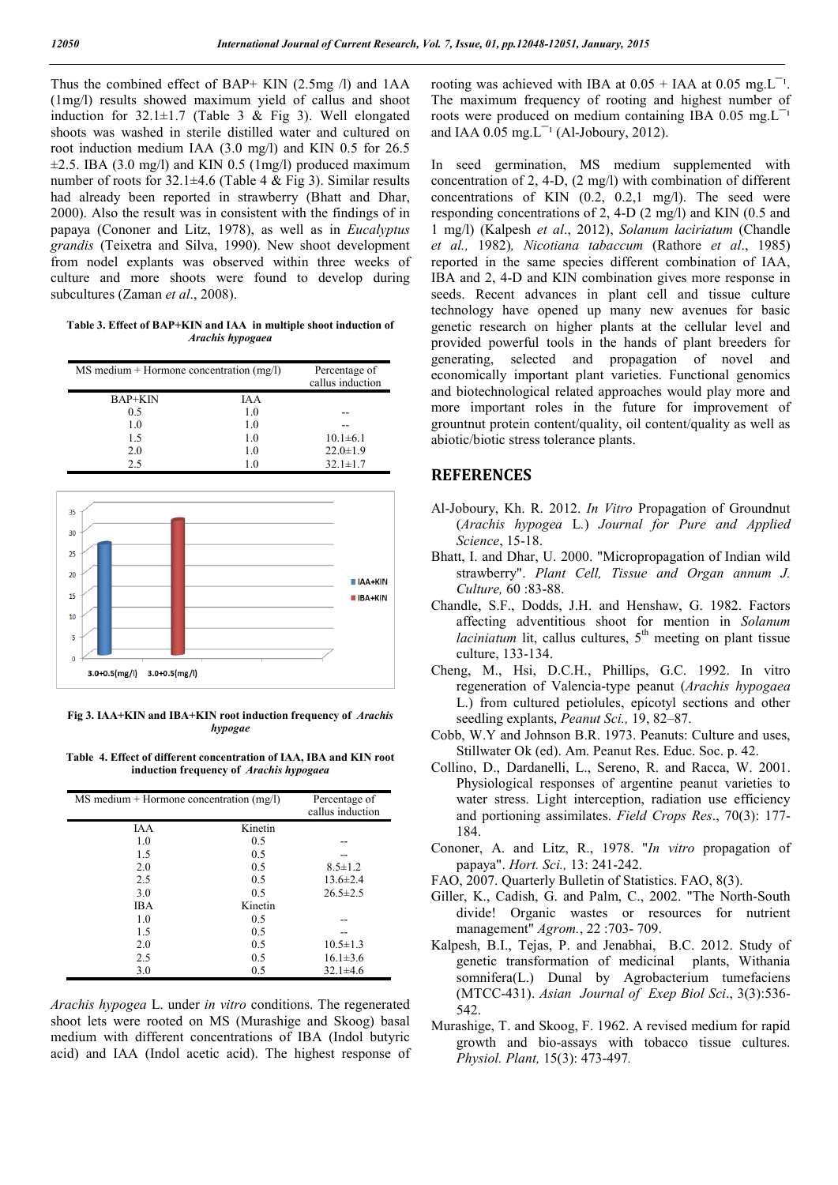Thus the combined effect of BAP+ KIN (2.5mg /l) and 1AA (1mg/l) results showed maximum yield of callus and shoot induction for 32.1±1.7 (Table 3 & Fig 3). Well elongated shoots was washed in sterile distilled water and cultured on root induction medium IAA (3.0 mg/l) and KIN 0.5 for 26.5 ±2.5. IBA (3.0 mg/l) and KIN 0.5 (1mg/l) produced maximum number of roots for 32.1±4.6 (Table 4 & Fig 3). Similar results had already been reported in strawberry (Bhatt and Dhar, 2000). Also the result was in consistent with the findings of in papaya (Cononer and Litz, 1978), as well as in *Eucalyptus grandis* (Teixetra and Silva, 1990). New shoot development from nodel explants was observed within three weeks of culture and more shoots were found to develop during subcultures (Zaman *et al*., 2008).

**Table 3. Effect of BAP+KIN and IAA in multiple shoot induction of *Arachis hypogaea***

| MS medium + Hormone concentration (mg/l) | | Percentage of callus induction |
|---|---|---|
| BAP+KIN | IAA | |
| 0.5 | 1.0 | -- |
| 1.0 | 1.0 | -- |
| 1.5 | 1.0 | 10.1±6.1 |
| 2.0 | 1.0 | 22.0±1.9 |
| 2.5 | 1.0 | 32.1±1.7 |

**Fig 3. IAA+KIN and IBA+KIN root induction frequency of *Arachis hypogae***

**Table 4. Effect of different concentration of IAA, IBA and KIN root induction frequency of *Arachis hypogaea***

| MS medium + Hormone concentration (mg/l) | | Percentage of callus induction |
|---|---|---|
| IAA | Kinetin | |
| 1.0 | 0.5 | -- |
| 1.5 | 0.5 | -- |
| 2.0 | 0.5 | 8.5±1.2 |
| 2.5 | 0.5 | 13.6±2.4 |
| 3.0 | 0.5 | 26.5±2.5 |
| IBA | Kinetin | |
| 1.0 | 0.5 | -- |
| 1.5 | 0.5 | -- |
| 2.0 | 0.5 | 10.5±1.3 |
| 2.5 | 0.5 | 16.1±3.6 |
| 3.0 | 0.5 | 32.1±4.6 |

*Arachis hypogaea* L. under *in vitro* conditions. The regenerated shoot lets were rooted on MS (Murashige and Skoog) basal medium with different concentrations of IBA (Indol butyric acid) and IAA (Indol acetic acid). The highest response of rooting was achieved with IBA at 0.05 + IAA at 0.05 mg.L¯¹. The maximum frequency of rooting and highest number of roots were produced on medium containing IBA 0.05 mg.L¯¹ and IAA 0.05 mg.L¯¹ (Al-Joboury, 2012).

In seed germination, MS medium supplemented with concentration of 2, 4-D, (2 mg/l) with combination of different concentrations of KIN (0.2, 0.2,1 mg/l). The seed were responding concentrations of 2, 4-D (2 mg/l) and KIN (0.5 and 1 mg/l) (Kalpesh *et al*., 2012), *Solanum laciriatum* (Chandle *et al.,* 1982), *Nicotiana tabaccum* (Rathore *et al*., 1985) reported in the same species different combination of IAA, IBA and 2, 4-D and KIN combination gives more response in seeds. Recent advances in plant cell and tissue culture technology have opened up many new avenues for basic genetic research on higher plants at the cellular level and provided powerful tools in the hands of plant breeders for generating, selected and propagation of novel and economically important plant varieties. Functional genomics and biotechnological related approaches would play more and more important roles in the future for improvement of grountnut protein content/quality, oil content/quality as well as abiotic/biotic stress tolerance plants.

## REFERENCES

Al-Joboury, Kh. R. 2012. *In Vitro* Propagation of Groundnut (*Arachis hypogea* L.) *Journal for Pure and Applied Science*, 15-18.

Bhatt, I. and Dhar, U. 2000. "Micropropagation of Indian wild strawberry". *Plant Cell, Tissue and Organ annum J. Culture,* 60 :83-88.

Chandle, S.F., Dodds, J.H. and Henshaw, G. 1982. Factors affecting adventitious shoot for mention in *Solanum laciniatum* lit, callus cultures, 5th meeting on plant tissue culture, 133-134.

Cheng, M., Hsi, D.C.H., Phillips, G.C. 1992. In vitro regeneration of Valencia-type peanut (*Arachis hypogaea* L.) from cultured petiolules, epicotyl sections and other seedling explants, *Peanut Sci.,* 19, 82–87.

Cobb, W.Y and Johnson B.R. 1973. Peanuts: Culture and uses, Stillwater Ok (ed). Am. Peanut Res. Educ. Soc. p. 42.

Collino, D., Dardanelli, L., Sereno, R. and Racca, W. 2001. Physiological responses of argentine peanut varieties to water stress. Light interception, radiation use efficiency and portioning assimilates. *Field Crops Res*., 70(3): 177-184.

Cononer, A. and Litz, R., 1978. "*In vitro* propagation of papaya". *Hort. Sci.,* 13: 241-242.

FAO, 2007. Quarterly Bulletin of Statistics. FAO, 8(3).

Giller, K., Cadish, G. and Palm, C., 2002. "The North-South divide! Organic wastes or resources for nutrient management" *Agrom.*, 22 :703- 709.

Kalpesh, B.I., Tejas, P. and Jenabhai, B.C. 2012. Study of genetic transformation of medicinal plants, Withania somnifera(L.) Dunal by Agrobacterium tumefaciens (MTCC-431). *Asian Journal of Exep Biol Sci*., 3(3):536-542.

Murashige, T. and Skoog, F. 1962. A revised medium for rapid growth and bio-assays with tobacco tissue cultures. *Physiol. Plant,* 15(3): 473-497*.*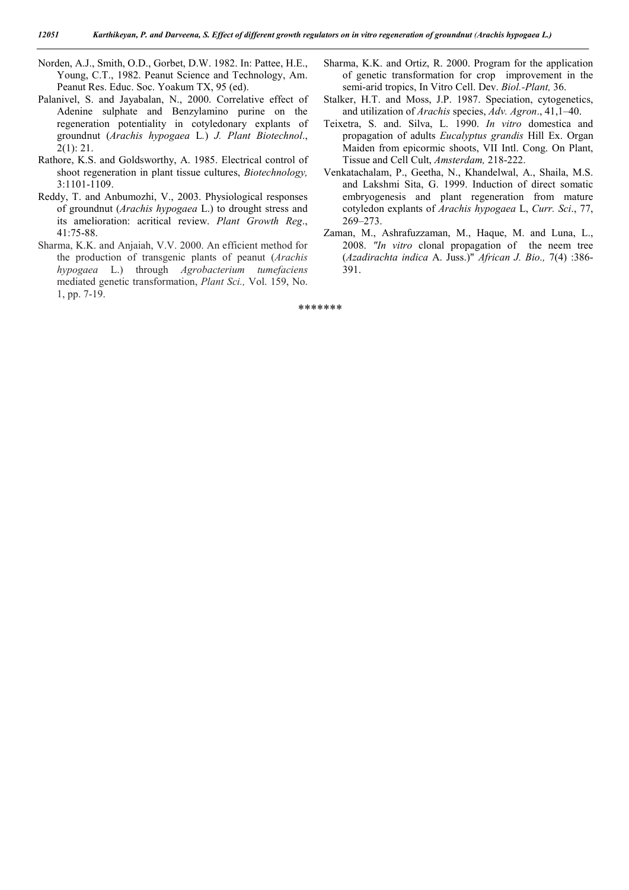Norden, A.J., Smith, O.D., Gorbet, D.W. 1982. In: Pattee, H.E., Young, C.T., 1982. Peanut Science and Technology, Am. Peanut Res. Educ. Soc. Yoakum TX, 95 (ed).

Palanivel, S. and Jayabalan, N., 2000. Correlative effect of Adenine sulphate and Benzylamino purine on the regeneration potentiality in cotyledonary explants of groundnut (*Arachis hypogaea* L.) *J. Plant Biotechnol*., 2(1): 21.

Rathore, K.S. and Goldsworthy, A. 1985. Electrical control of shoot regeneration in plant tissue cultures, *Biotechnology,* 3:1101-1109.

Reddy, T. and Anbumozhi, V., 2003. Physiological responses of groundnut (*Arachis hypogaea* L.) to drought stress and its amelioration: acritical review. *Plant Growth Reg*., 41:75-88.

Sharma, K.K. and Anjaiah, V.V. 2000. An efficient method for the production of transgenic plants of peanut (*Arachis hypogaea* L.) through *Agrobacterium tumefaciens* mediated genetic transformation, *Plant Sci.,* Vol. 159, No. 1, pp. 7-19.

Sharma, K.K. and Ortiz, R. 2000. Program for the application of genetic transformation for crop improvement in the semi-arid tropics, In Vitro Cell. Dev. *Biol.-Plant,* 36.

Stalker, H.T. and Moss, J.P. 1987. Speciation, cytogenetics, and utilization of *Arachis* species, *Adv. Agron*., 41,1–40.

Teixetra, S. and. Silva, L. 1990. *In vitro* domestica and propagation of adults *Eucalyptus grandis* Hill Ex. Organ Maiden from epicormic shoots, VII Intl. Cong. On Plant, Tissue and Cell Cult, *Amsterdam,* 218-222.

Venkatachalam, P., Geetha, N., Khandelwal, A., Shaila, M.S. and Lakshmi Sita, G. 1999. Induction of direct somatic embryogenesis and plant regeneration from mature cotyledon explants of *Arachis hypogaea* L, *Curr. Sci*., 77, 269–273.

Zaman, M., Ashrafuzzaman, M., Haque, M. and Luna, L., 2008. *"In vitro* clonal propagation of the neem tree (*Azadirachta indica* A. Juss.)" *African J. Bio.,* 7(4) :386-391.

*******